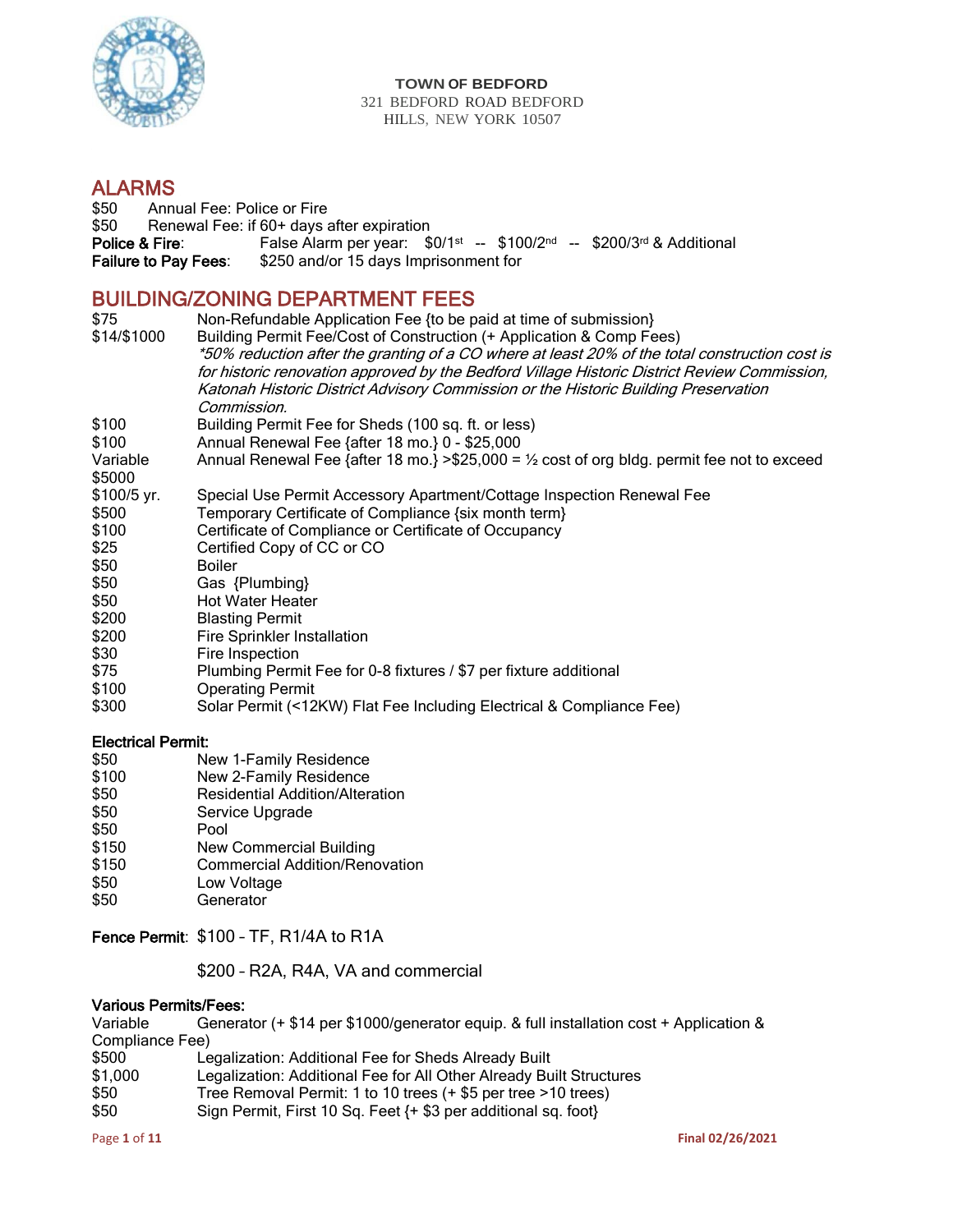**TOWN OF BEDFORD**
321 BEDFORD ROAD BEDFORD HILLS, NEW YORK 10507

## ALARMS

$50 Annual Fee: Police or Fire
$50 Renewal Fee: if 60+ days after expiration
**Police & Fire**: False Alarm per year: $0/1st -- $100/2nd -- $200/3rd & Additional
**Failure to Pay Fees**: $250 and/or 15 days Imprisonment for

## BUILDING/ZONING DEPARTMENT FEES

| | |
|---|---|
| $75 | Non-Refundable Application Fee {to be paid at time of submission} |
| $14/$1000 | Building Permit Fee/Cost of Construction (+ Application & Comp Fees) *\*50% reduction after the granting of a CO where at least 20% of the total construction cost is for historic renovation approved by the Bedford Village Historic District Review Commission, Katonah Historic District Advisory Commission or the Historic Building Preservation Commission.* |
| $100 | Building Permit Fee for Sheds (100 sq. ft. or less) |
| $100 | Annual Renewal Fee {after 18 mo.} 0 - $25,000 |
| Variable | Annual Renewal Fee {after 18 mo.} >$25,000 = ½ cost of org bldg. permit fee not to exceed $5000 |
| $100/5 yr. | Special Use Permit Accessory Apartment/Cottage Inspection Renewal Fee |
| $500 | Temporary Certificate of Compliance {six month term} |
| $100 | Certificate of Compliance or Certificate of Occupancy |
| $25 | Certified Copy of CC or CO |
| $50 | Boiler |
| $50 | Gas {Plumbing} |
| $50 | Hot Water Heater |
| $200 | Blasting Permit |
| $200 | Fire Sprinkler Installation |
| $30 | Fire Inspection |
| $75 | Plumbing Permit Fee for 0-8 fixtures / $7 per fixture additional |
| $100 | Operating Permit |
| $300 | Solar Permit (<12KW) Flat Fee Including Electrical & Compliance Fee) |

### Electrical Permit:

| | |
|---|---|
| $50 | New 1-Family Residence |
| $100 | New 2-Family Residence |
| $50 | Residential Addition/Alteration |
| $50 | Service Upgrade |
| $50 | Pool |
| $150 | New Commercial Building |
| $150 | Commercial Addition/Renovation |
| $50 | Low Voltage |
| $50 | Generator |

**Fence Permit**: $100 – TF, R1/4A to R1A

$200 – R2A, R4A, VA and commercial

### Various Permits/Fees:

| | |
|---|---|
| Variable | Generator (+ $14 per $1000/generator equip. & full installation cost + Application & Compliance Fee) |
| $500 | Legalization: Additional Fee for Sheds Already Built |
| $1,000 | Legalization: Additional Fee for All Other Already Built Structures |
| $50 | Tree Removal Permit: 1 to 10 trees (+ $5 per tree >10 trees) |
| $50 | Sign Permit, First 10 Sq. Feet {+ $3 per additional sq. foot} |

Final 02/26/2021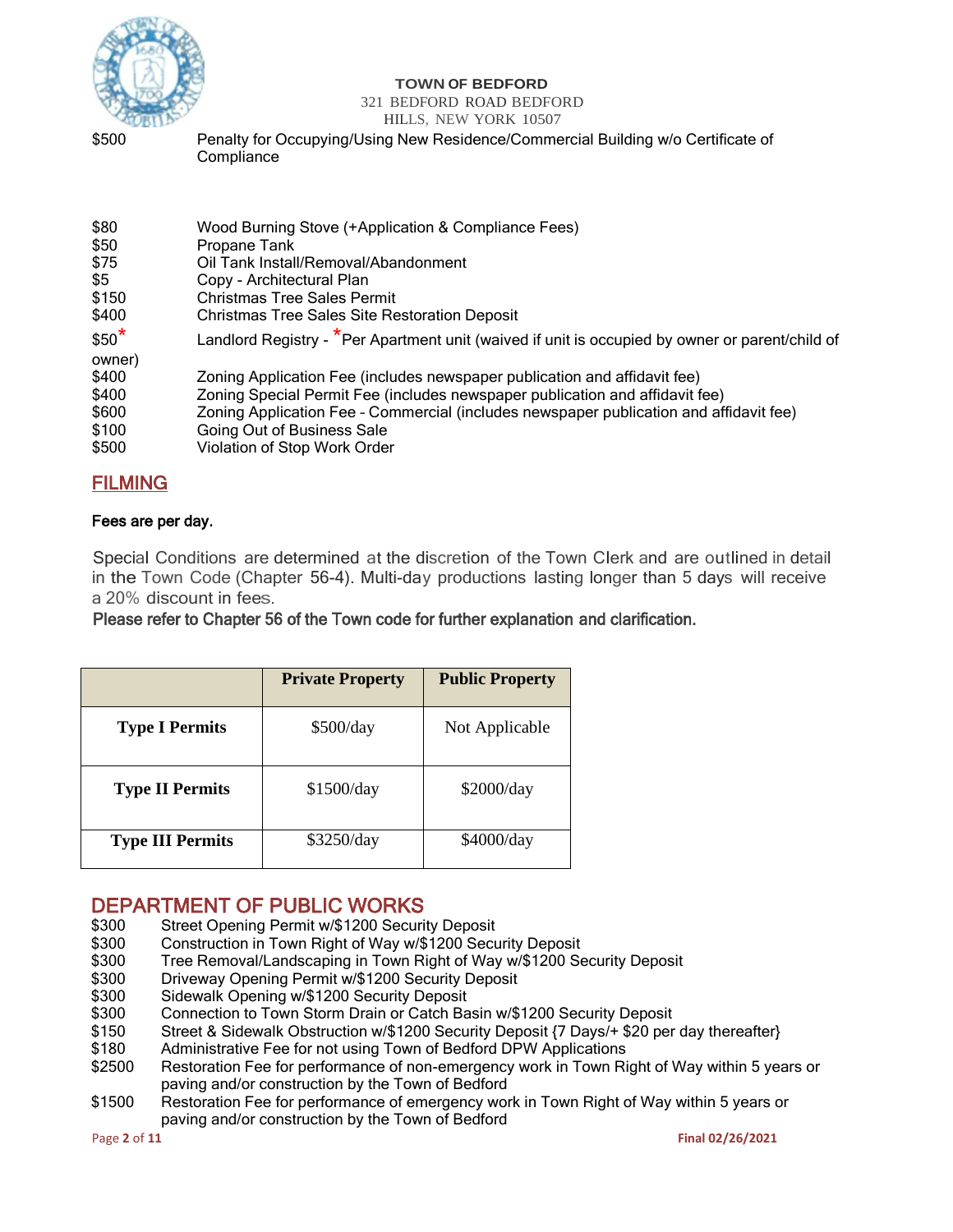**TOWN OF BEDFORD**
321 BEDFORD ROAD BEDFORD HILLS, NEW YORK 10507

$500 Penalty for Occupying/Using New Residence/Commercial Building w/o Certificate of Compliance

$80 Wood Burning Stove (+Application & Compliance Fees)
$50 Propane Tank
$75 Oil Tank Install/Removal/Abandonment
$5 Copy - Architectural Plan
$150 Christmas Tree Sales Permit
$400 Christmas Tree Sales Site Restoration Deposit
$50* Landlord Registry - *Per Apartment unit (waived if unit is occupied by owner or parent/child of owner)
$400 Zoning Application Fee (includes newspaper publication and affidavit fee)
$400 Zoning Special Permit Fee (includes newspaper publication and affidavit fee)
$600 Zoning Application Fee – Commercial (includes newspaper publication and affidavit fee)
$100 Going Out of Business Sale
$500 Violation of Stop Work Order

## FILMING

**Fees are per day.**

Special Conditions are determined at the discretion of the Town Clerk and are outlined in detail in the Town Code (Chapter 56-4). Multi-day productions lasting longer than 5 days will receive a 20% discount in fees.

**Please refer to Chapter 56 of the Town code for further explanation and clarification.**

| | Private Property | Public Property |
|---|---|---|
| **Type I Permits** | $500/day | Not Applicable |
| **Type II Permits** | $1500/day | $2000/day |
| **Type III Permits** | $3250/day | $4000/day |

## DEPARTMENT OF PUBLIC WORKS

$300 Street Opening Permit w/$1200 Security Deposit
$300 Construction in Town Right of Way w/$1200 Security Deposit
$300 Tree Removal/Landscaping in Town Right of Way w/$1200 Security Deposit
$300 Driveway Opening Permit w/$1200 Security Deposit
$300 Sidewalk Opening w/$1200 Security Deposit
$300 Connection to Town Storm Drain or Catch Basin w/$1200 Security Deposit
$150 Street & Sidewalk Obstruction w/$1200 Security Deposit {7 Days/+ $20 per day thereafter}
$180 Administrative Fee for not using Town of Bedford DPW Applications
$2500 Restoration Fee for performance of non-emergency work in Town Right of Way within 5 years or paving and/or construction by the Town of Bedford
$1500 Restoration Fee for performance of emergency work in Town Right of Way within 5 years or paving and/or construction by the Town of Bedford

Final 02/26/2021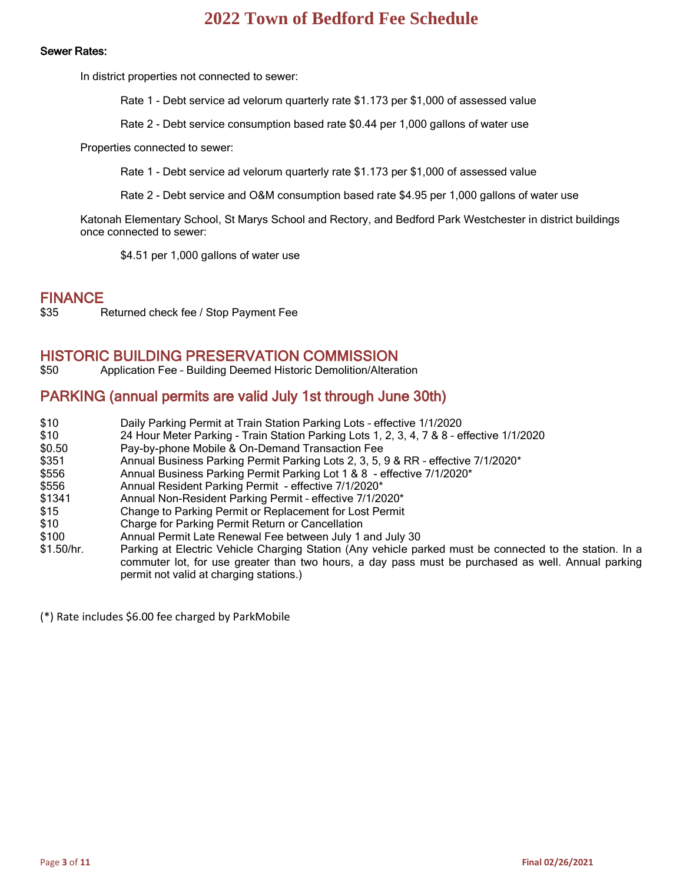# 2022 Town of Bedford Fee Schedule

**Sewer Rates:**

In district properties not connected to sewer:

Rate 1 - Debt service ad velorum quarterly rate $1.173 per $1,000 of assessed value

Rate 2 - Debt service consumption based rate $0.44 per 1,000 gallons of water use

Properties connected to sewer:

Rate 1 - Debt service ad velorum quarterly rate $1.173 per $1,000 of assessed value

Rate 2 - Debt service and O&M consumption based rate $4.95 per 1,000 gallons of water use

Katonah Elementary School, St Marys School and Rectory, and Bedford Park Westchester in district buildings once connected to sewer:

$4.51 per 1,000 gallons of water use

## FINANCE

| | |
|---|---|
| $35 | Returned check fee / Stop Payment Fee |

## HISTORIC BUILDING PRESERVATION COMMISSION

| | |
|---|---|
| $50 | Application Fee – Building Deemed Historic Demolition/Alteration |

## PARKING (annual permits are valid July 1st through June 30th)

| | |
|---|---|
| $10 | Daily Parking Permit at Train Station Parking Lots – effective 1/1/2020 |
| $10 | 24 Hour Meter Parking - Train Station Parking Lots 1, 2, 3, 4, 7 & 8 – effective 1/1/2020 |
| $0.50 | Pay-by-phone Mobile & On-Demand Transaction Fee |
| $351 | Annual Business Parking Permit Parking Lots 2, 3, 5, 9 & RR – effective 7/1/2020* |
| $556 | Annual Business Parking Permit Parking Lot 1 & 8 - effective 7/1/2020* |
| $556 | Annual Resident Parking Permit - effective 7/1/2020* |
| $1341 | Annual Non-Resident Parking Permit – effective 7/1/2020* |
| $15 | Change to Parking Permit or Replacement for Lost Permit |
| $10 | Charge for Parking Permit Return or Cancellation |
| $100 | Annual Permit Late Renewal Fee between July 1 and July 30 |
| $1.50/hr. | Parking at Electric Vehicle Charging Station (Any vehicle parked must be connected to the station. In a commuter lot, for use greater than two hours, a day pass must be purchased as well. Annual parking permit not valid at charging stations.) |

(*) Rate includes $6.00 fee charged by ParkMobile

Final 02/26/2021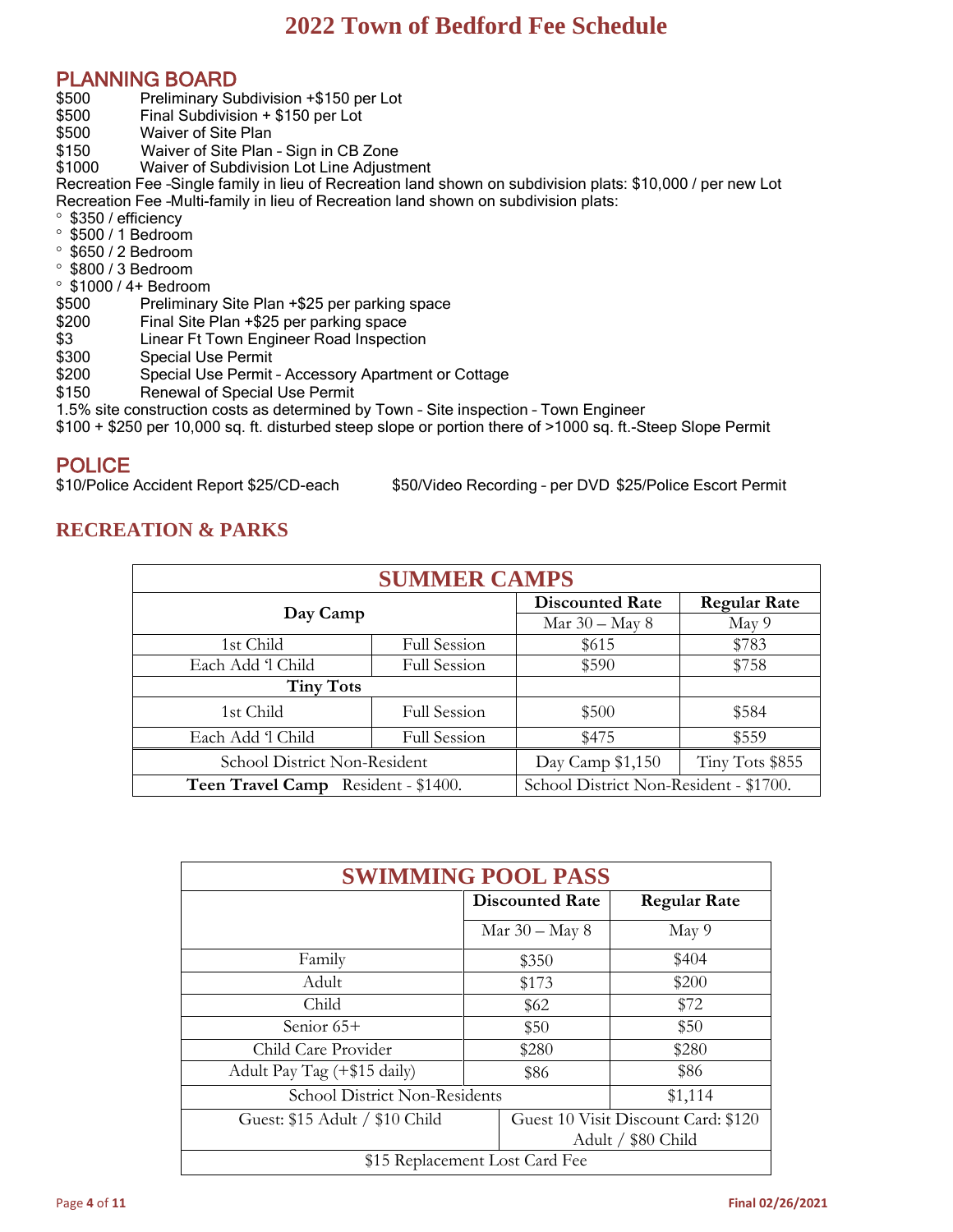# 2022 Town of Bedford Fee Schedule

## PLANNING BOARD

$500 Preliminary Subdivision +$150 per Lot
$500 Final Subdivision + $150 per Lot
$500 Waiver of Site Plan
$150 Waiver of Site Plan – Sign in CB Zone
$1000 Waiver of Subdivision Lot Line Adjustment
Recreation Fee –Single family in lieu of Recreation land shown on subdivision plats: $10,000 / per new Lot
Recreation Fee –Multi-family in lieu of Recreation land shown on subdivision plats:

- $350 / efficiency
- $500 / 1 Bedroom
- $650 / 2 Bedroom
- $800 / 3 Bedroom
- $1000 / 4+ Bedroom

$500 Preliminary Site Plan +$25 per parking space
$200 Final Site Plan +$25 per parking space
$3 Linear Ft Town Engineer Road Inspection
$300 Special Use Permit
$200 Special Use Permit – Accessory Apartment or Cottage
$150 Renewal of Special Use Permit
1.5% site construction costs as determined by Town – Site inspection – Town Engineer
$100 + $250 per 10,000 sq. ft. disturbed steep slope or portion there of >1000 sq. ft.-Steep Slope Permit

## POLICE

$10/Police Accident Report $25/CD-each $50/Video Recording – per DVD $25/Police Escort Permit

## RECREATION & PARKS

| SUMMER CAMPS | | | |
|---|---|---|---|
| **Day Camp** | | **Discounted Rate** | **Regular Rate** |
| | | Mar 30 – May 8 | May 9 |
| 1st Child | Full Session | $615 | $783 |
| Each Add 'l Child | Full Session | $590 | $758 |
| **Tiny Tots** | | | |
| 1st Child | Full Session | $500 | $584 |
| Each Add 'l Child | Full Session | $475 | $559 |
| School District Non-Resident | | Day Camp $1,150 | Tiny Tots $855 |
| **Teen Travel Camp** Resident - $1400. | | School District Non-Resident - $1700. | |

| SWIMMING POOL PASS | | |
|---|---|---|
| | **Discounted Rate** | **Regular Rate** |
| | Mar 30 – May 8 | May 9 |
| Family | $350 | $404 |
| Adult | $173 | $200 |
| Child | $62 | $72 |
| Senior 65+ | $50 | $50 |
| Child Care Provider | $280 | $280 |
| Adult Pay Tag (+$15 daily) | $86 | $86 |
| School District Non-Residents | | $1,114 |
| Guest: $15 Adult / $10 Child | Guest 10 Visit Discount Card: $120 Adult / $80 Child | |
| $15 Replacement Lost Card Fee | | |

Final 02/26/2021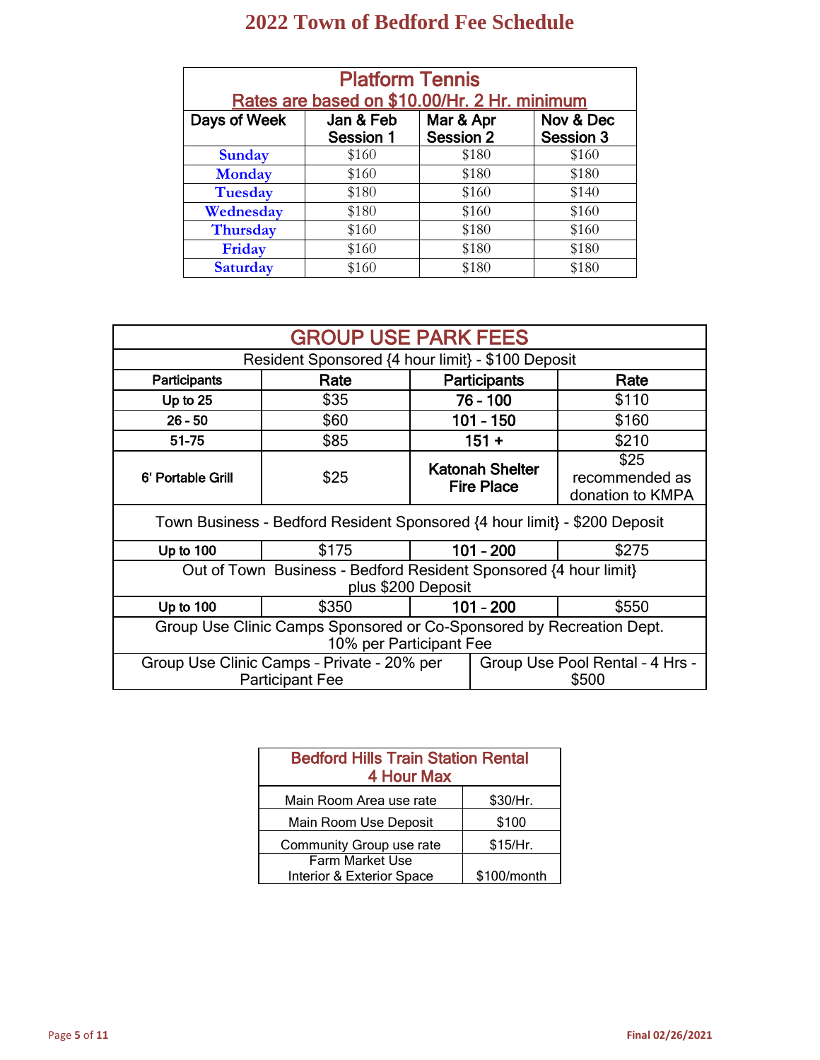# 2022 Town of Bedford Fee Schedule

| Platform Tennis<br>Rates are based on $10.00/Hr. 2 Hr. minimum | | | |
|---|---|---|---|
| Days of Week | Jan & Feb Session 1 | Mar & Apr Session 2 | Nov & Dec Session 3 |
| Sunday | $160 | $180 | $160 |
| Monday | $160 | $180 | $180 |
| Tuesday | $180 | $160 | $140 |
| Wednesday | $180 | $160 | $160 |
| Thursday | $160 | $180 | $160 |
| Friday | $160 | $180 | $180 |
| Saturday | $160 | $180 | $180 |

| GROUP USE PARK FEES | | | |
|---|---|---|---|
| Resident Sponsored {4 hour limit} - $100 Deposit | | | |
| Participants | Rate | Participants | Rate |
| Up to 25 | $35 | 76 - 100 | $110 |
| 26 - 50 | $60 | 101 - 150 | $160 |
| 51-75 | $85 | 151 + | $210 |
| 6' Portable Grill | $25 | Katonah Shelter Fire Place | $25 recommended as donation to KMPA |
| Town Business - Bedford Resident Sponsored {4 hour limit} - $200 Deposit | | | |
| Up to 100 | $175 | 101 - 200 | $275 |
| Out of Town Business - Bedford Resident Sponsored {4 hour limit} plus $200 Deposit | | | |
| Up to 100 | $350 | 101 - 200 | $550 |
| Group Use Clinic Camps Sponsored or Co-Sponsored by Recreation Dept. 10% per Participant Fee | | | |
| Group Use Clinic Camps - Private - 20% per Participant Fee | | Group Use Pool Rental - 4 Hrs - $500 | |

| Bedford Hills Train Station Rental<br>4 Hour Max | |
|---|---|
| Main Room Area use rate | $30/Hr. |
| Main Room Use Deposit | $100 |
| Community Group use rate | $15/Hr. |
| Farm Market Use<br>Interior & Exterior Space | $100/month |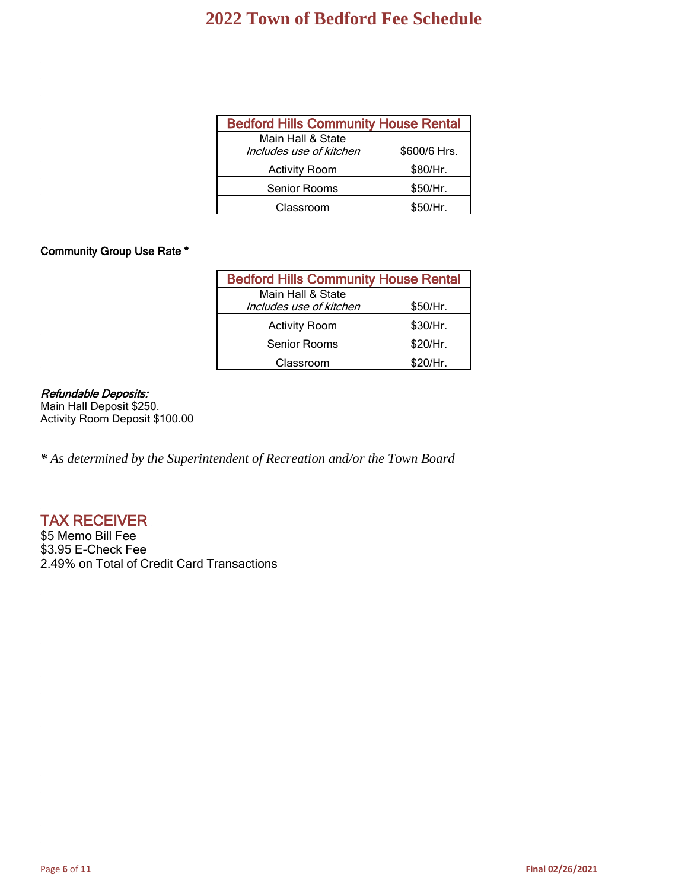# 2022 Town of Bedford Fee Schedule

| Bedford Hills Community House Rental | |
|---|---|
| Main Hall & State<br>*Includes use of kitchen* | $600/6 Hrs. |
| Activity Room | $80/Hr. |
| Senior Rooms | $50/Hr. |
| Classroom | $50/Hr. |

**Community Group Use Rate ***

| Bedford Hills Community House Rental | |
|---|---|
| Main Hall & State<br>*Includes use of kitchen* | $50/Hr. |
| Activity Room | $30/Hr. |
| Senior Rooms | $20/Hr. |
| Classroom | $20/Hr. |

***Refundable Deposits:***
Main Hall Deposit $250.
Activity Room Deposit $100.00

***** *As determined by the Superintendent of Recreation and/or the Town Board*

## TAX RECEIVER

$5 Memo Bill Fee
$3.95 E-Check Fee
2.49% on Total of Credit Card Transactions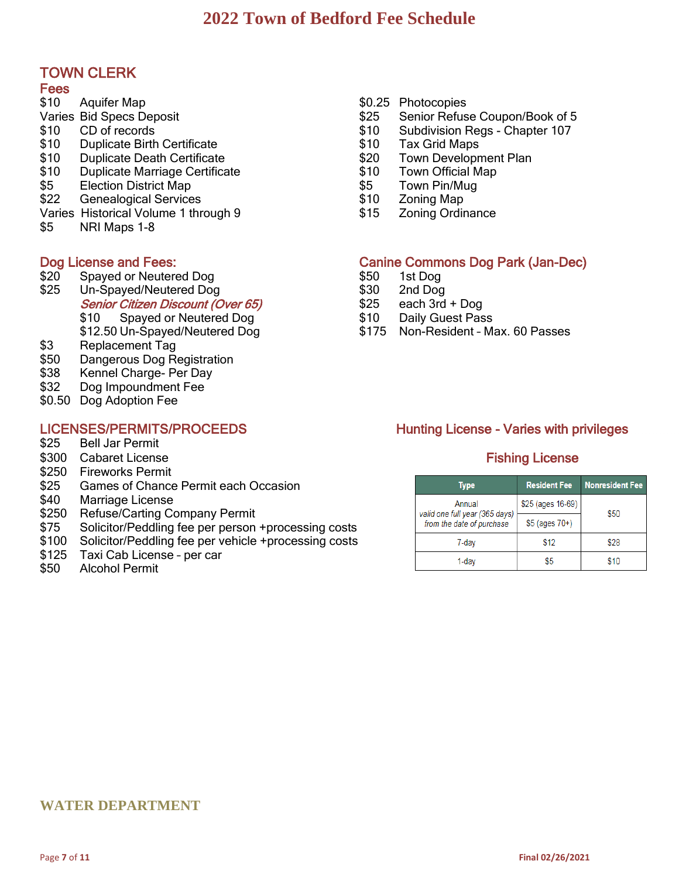# 2022 Town of Bedford Fee Schedule

## TOWN CLERK

### Fees

$10 Aquifer Map
Varies Bid Specs Deposit
$10 CD of records
$10 Duplicate Birth Certificate
$10 Duplicate Death Certificate
$10 Duplicate Marriage Certificate
$5 Election District Map
$22 Genealogical Services
Varies Historical Volume 1 through 9
$5 NRI Maps 1-8
$0.25 Photocopies
$25 Senior Refuse Coupon/Book of 5
$10 Subdivision Regs - Chapter 107
$10 Tax Grid Maps
$20 Town Development Plan
$10 Town Official Map
$5 Town Pin/Mug
$10 Zoning Map
$15 Zoning Ordinance

### Dog License and Fees:

$20 Spayed or Neutered Dog
$25 Un-Spayed/Neutered Dog
*Senior Citizen Discount (Over 65)*
$10 Spayed or Neutered Dog
$12.50 Un-Spayed/Neutered Dog
$3 Replacement Tag
$50 Dangerous Dog Registration
$38 Kennel Charge- Per Day
$32 Dog Impoundment Fee
$0.50 Dog Adoption Fee

### Canine Commons Dog Park (Jan-Dec)

$50 1st Dog
$30 2nd Dog
$25 each 3rd + Dog
$10 Daily Guest Pass
$175 Non-Resident - Max. 60 Passes

### LICENSES/PERMITS/PROCEEDS

$25 Bell Jar Permit
$300 Cabaret License
$250 Fireworks Permit
$25 Games of Chance Permit each Occasion
$40 Marriage License
$250 Refuse/Carting Company Permit
$75 Solicitor/Peddling fee per person +processing costs
$100 Solicitor/Peddling fee per vehicle +processing costs
$125 Taxi Cab License - per car
$50 Alcohol Permit

### Hunting License - Varies with privileges

### Fishing License

| Type | Resident Fee | Nonresident Fee |
|---|---|---|
| Annual *valid one full year (365 days) from the date of purchase* | $25 (ages 16-69) | $50 |
| | $5 (ages 70+) | |
| 7-day | $12 | $28 |
| 1-day | $5 | $10 |

## WATER DEPARTMENT

Final 02/26/2021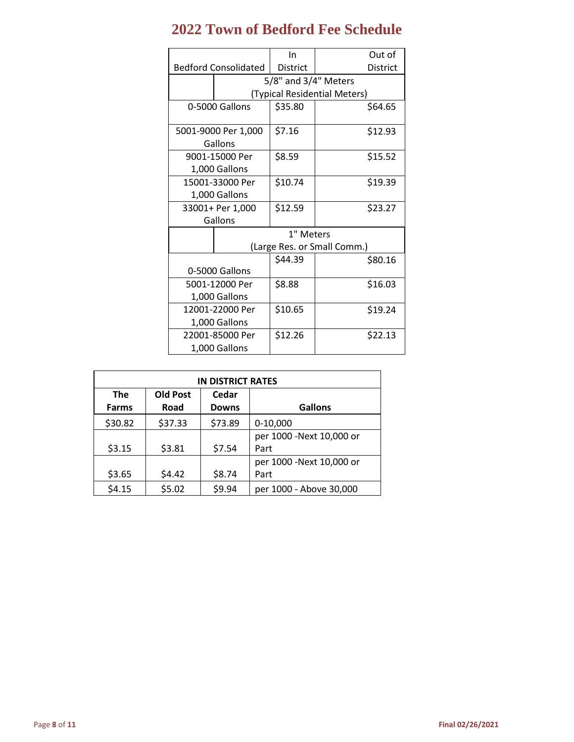# 2022 Town of Bedford Fee Schedule

| Bedford Consolidated | In District | Out of District |
|---|---|---|
| 5/8" and 3/4" Meters (Typical Residential Meters) | | |
| 0-5000 Gallons | $35.80 | $64.65 |
| 5001-9000 Per 1,000 Gallons | $7.16 | $12.93 |
| 9001-15000 Per 1,000 Gallons | $8.59 | $15.52 |
| 15001-33000 Per 1,000 Gallons | $10.74 | $19.39 |
| 33001+ Per 1,000 Gallons | $12.59 | $23.27 |
| 1" Meters (Large Res. or Small Comm.) | | |
| 0-5000 Gallons | $44.39 | $80.16 |
| 5001-12000 Per 1,000 Gallons | $8.88 | $16.03 |
| 12001-22000 Per 1,000 Gallons | $10.65 | $19.24 |
| 22001-85000 Per 1,000 Gallons | $12.26 | $22.13 |

| IN DISTRICT RATES | | | |
|---|---|---|---|
| **The Farms** | **Old Post Road** | **Cedar Downs** | **Gallons** |
| $30.82 | $37.33 | $73.89 | 0-10,000 |
| $3.15 | $3.81 | $7.54 | per 1000 -Next 10,000 or Part |
| $3.65 | $4.42 | $8.74 | per 1000 -Next 10,000 or Part |
| $4.15 | $5.02 | $9.94 | per 1000 - Above 30,000 |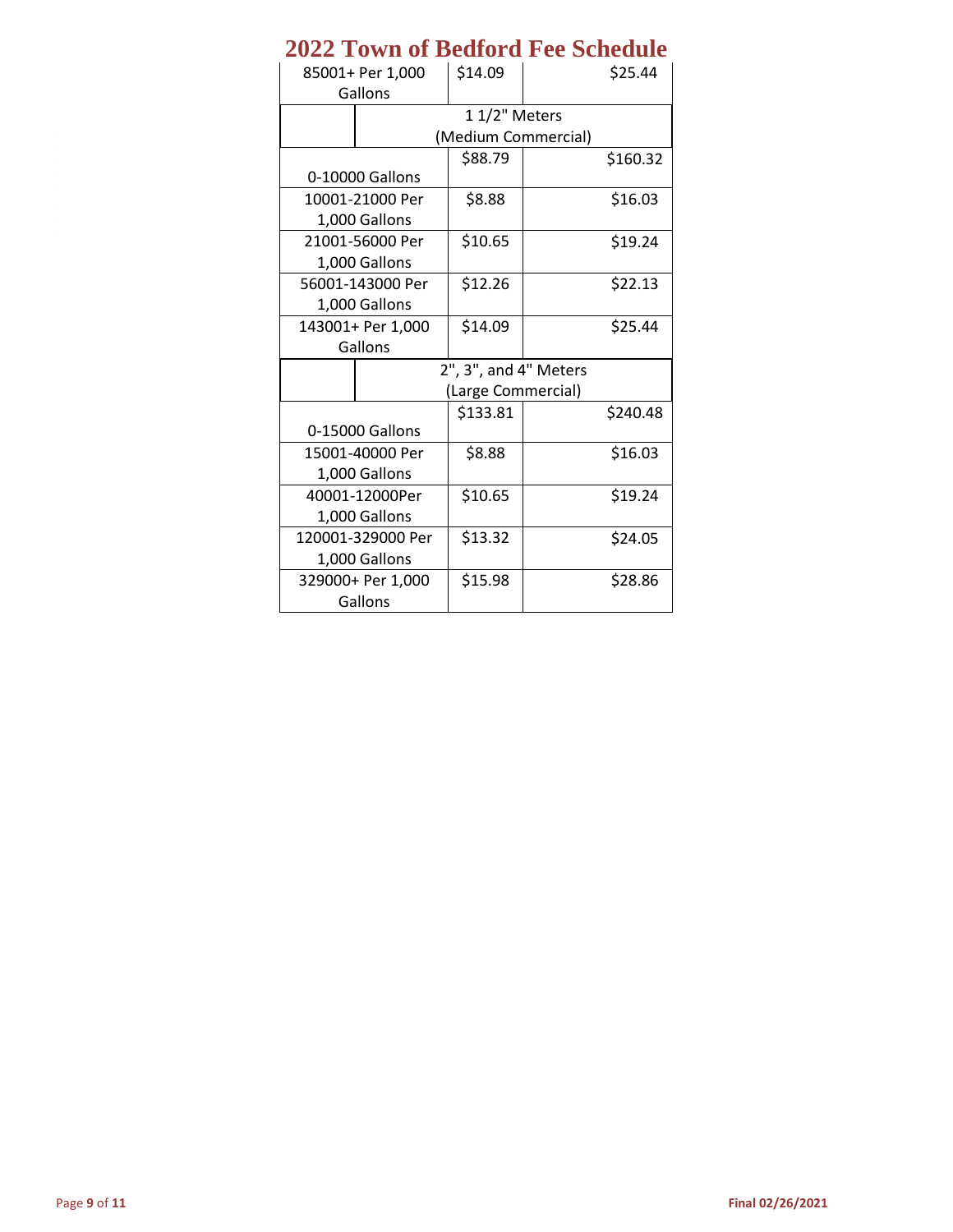# 2022 Town of Bedford Fee Schedule

| | | |
|---|---|---|
| 85001+ Per 1,000 Gallons | $14.09 | $25.44 |
| 1 1/2" Meters (Medium Commercial) | | |
| 0-10000 Gallons | $88.79 | $160.32 |
| 10001-21000 Per 1,000 Gallons | $8.88 | $16.03 |
| 21001-56000 Per 1,000 Gallons | $10.65 | $19.24 |
| 56001-143000 Per 1,000 Gallons | $12.26 | $22.13 |
| 143001+ Per 1,000 Gallons | $14.09 | $25.44 |
| 2", 3", and 4" Meters (Large Commercial) | | |
| 0-15000 Gallons | $133.81 | $240.48 |
| 15001-40000 Per 1,000 Gallons | $8.88 | $16.03 |
| 40001-12000Per 1,000 Gallons | $10.65 | $19.24 |
| 120001-329000 Per 1,000 Gallons | $13.32 | $24.05 |
| 329000+ Per 1,000 Gallons | $15.98 | $28.86 |

Final 02/26/2021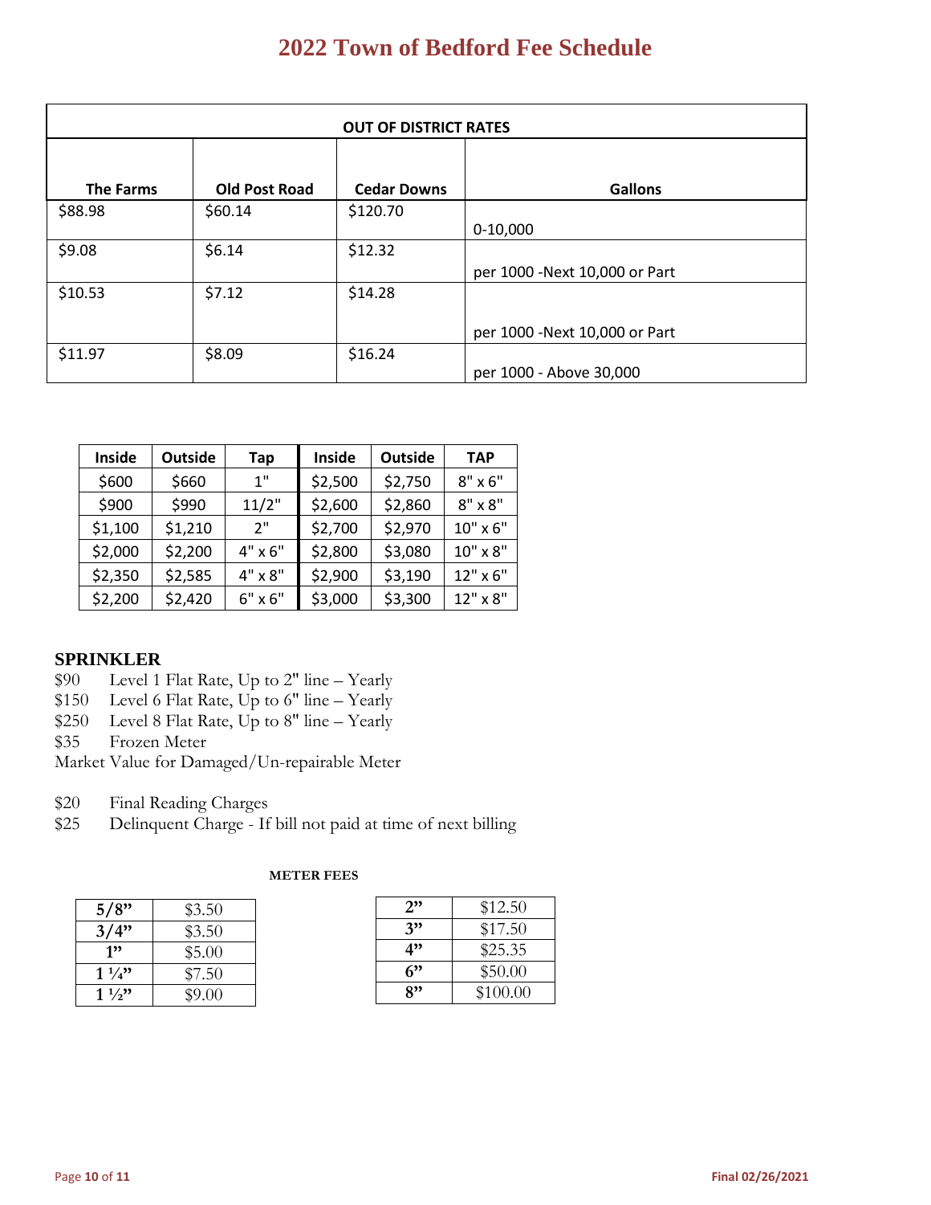# 2022 Town of Bedford Fee Schedule

| OUT OF DISTRICT RATES | | | |
|---|---|---|---|
| The Farms | Old Post Road | Cedar Downs | Gallons |
| $88.98 | $60.14 | $120.70 | 0-10,000 |
| $9.08 | $6.14 | $12.32 | per 1000 -Next 10,000 or Part |
| $10.53 | $7.12 | $14.28 | per 1000 -Next 10,000 or Part |
| $11.97 | $8.09 | $16.24 | per 1000 - Above 30,000 |

| Inside | Outside | Tap | Inside | Outside | TAP |
|---|---|---|---|---|---|
| $600 | $660 | 1" | $2,500 | $2,750 | 8" x 6" |
| $900 | $990 | 11/2" | $2,600 | $2,860 | 8" x 8" |
| $1,100 | $1,210 | 2" | $2,700 | $2,970 | 10" x 6" |
| $2,000 | $2,200 | 4" x 6" | $2,800 | $3,080 | 10" x 8" |
| $2,350 | $2,585 | 4" x 8" | $2,900 | $3,190 | 12" x 6" |
| $2,200 | $2,420 | 6" x 6" | $3,000 | $3,300 | 12" x 8" |

## SPRINKLER

$90 Level 1 Flat Rate, Up to 2" line – Yearly  
$150 Level 6 Flat Rate, Up to 6" line – Yearly  
$250 Level 8 Flat Rate, Up to 8" line – Yearly  
$35 Frozen Meter  
Market Value for Damaged/Un-repairable Meter

$20 Final Reading Charges  
$25 Delinquent Charge - If bill not paid at time of next billing

**METER FEES**

| | |
|---|---|
| 5/8" | $3.50 |
| 3/4" | $3.50 |
| 1" | $5.00 |
| 1 ¼" | $7.50 |
| 1 ½" | $9.00 |

| | |
|---|---|
| 2" | $12.50 |
| 3" | $17.50 |
| 4" | $25.35 |
| 6" | $50.00 |
| 8" | $100.00 |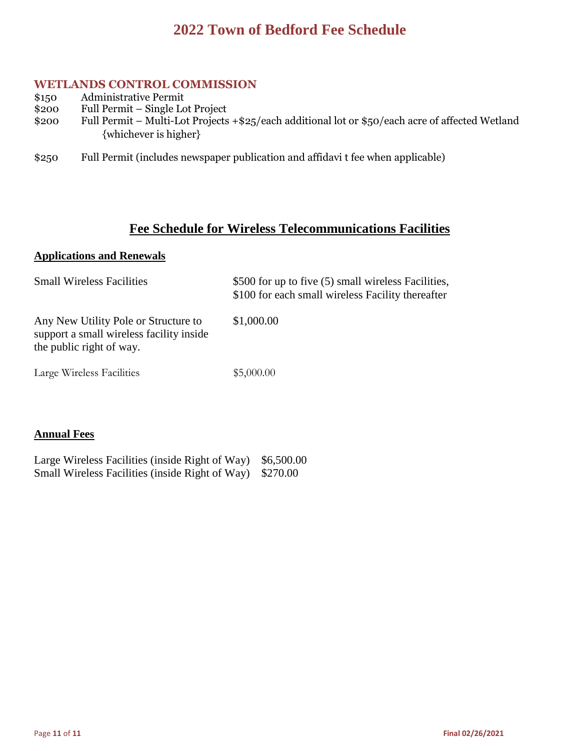# 2022 Town of Bedford Fee Schedule

## WETLANDS CONTROL COMMISSION

| | |
|---|---|
| $150 | Administrative Permit |
| $200 | Full Permit – Single Lot Project |
| $200 | Full Permit – Multi-Lot Projects +$25/each additional lot or $50/each acre of affected Wetland {whichever is higher} |
| $250 | Full Permit (includes newspaper publication and affidavi t fee when applicable) |

## Fee Schedule for Wireless Telecommunications Facilities

### Applications and Renewals

| | |
|---|---|
| Small Wireless Facilities | $500 for up to five (5) small wireless Facilities, $100 for each small wireless Facility thereafter |
| Any New Utility Pole or Structure to support a small wireless facility inside the public right of way. | $1,000.00 |
| Large Wireless Facilities | $5,000.00 |

### Annual Fees

| | |
|---|---|
| Large Wireless Facilities (inside Right of Way) | $6,500.00 |
| Small Wireless Facilities (inside Right of Way) | $270.00 |

Final 02/26/2021